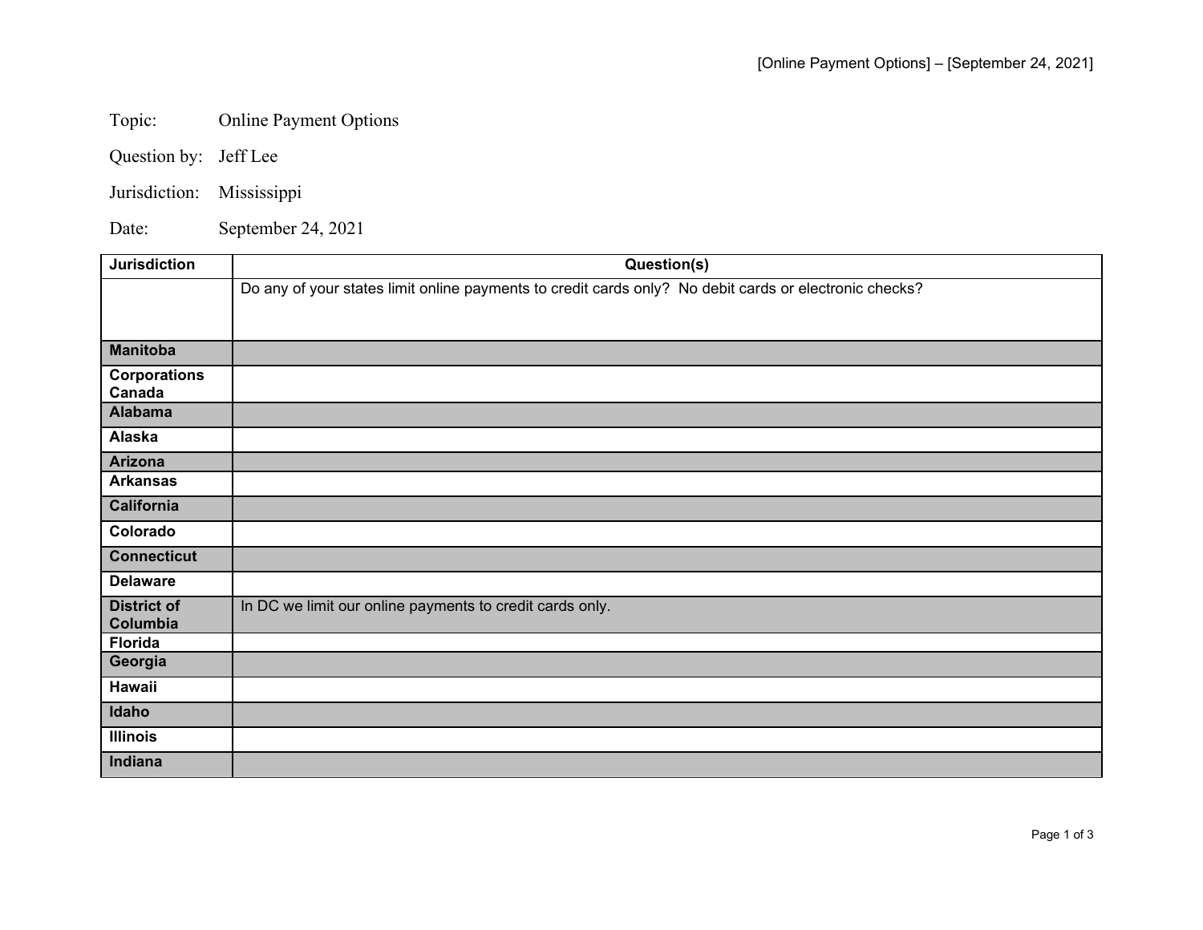Topic: Online Payment Options

Question by: Jeff Lee

Jurisdiction: Mississippi

Date: September 24, 2021

| Jurisdiction | Question(s) |
|---|---|
| | Do any of your states limit online payments to credit cards only? No debit cards or electronic checks? |
| **Manitoba** | |
| **Corporations Canada** | |
| **Alabama** | |
| **Alaska** | |
| **Arizona** | |
| **Arkansas** | |
| **California** | |
| **Colorado** | |
| **Connecticut** | |
| **Delaware** | |
| **District of Columbia** | In DC we limit our online payments to credit cards only. |
| **Florida** | |
| **Georgia** | |
| **Hawaii** | |
| **Idaho** | |
| **Illinois** | |
| **Indiana** | |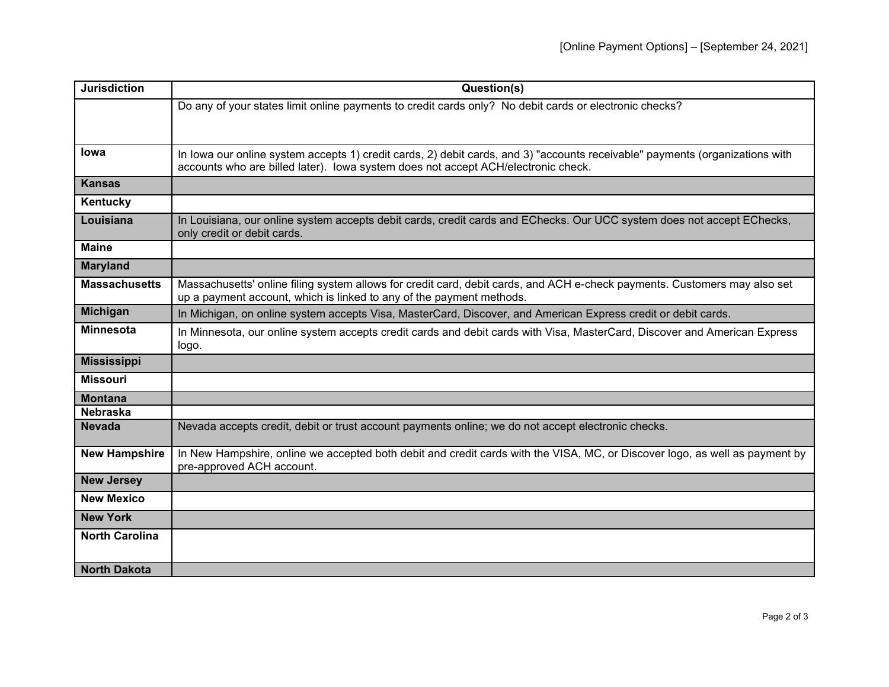| Jurisdiction | Question(s) |
|---|---|
| | Do any of your states limit online payments to credit cards only? No debit cards or electronic checks? |
| **Iowa** | In Iowa our online system accepts 1) credit cards, 2) debit cards, and 3) "accounts receivable" payments (organizations with accounts who are billed later). Iowa system does not accept ACH/electronic check. |
| **Kansas** | |
| **Kentucky** | |
| **Louisiana** | In Louisiana, our online system accepts debit cards, credit cards and EChecks. Our UCC system does not accept EChecks, only credit or debit cards. |
| **Maine** | |
| **Maryland** | |
| **Massachusetts** | Massachusetts' online filing system allows for credit card, debit cards, and ACH e-check payments. Customers may also set up a payment account, which is linked to any of the payment methods. |
| **Michigan** | In Michigan, on online system accepts Visa, MasterCard, Discover, and American Express credit or debit cards. |
| **Minnesota** | In Minnesota, our online system accepts credit cards and debit cards with Visa, MasterCard, Discover and American Express logo. |
| **Mississippi** | |
| **Missouri** | |
| **Montana** | |
| **Nebraska** | |
| **Nevada** | Nevada accepts credit, debit or trust account payments online; we do not accept electronic checks. |
| **New Hampshire** | In New Hampshire, online we accepted both debit and credit cards with the VISA, MC, or Discover logo, as well as payment by pre-approved ACH account. |
| **New Jersey** | |
| **New Mexico** | |
| **New York** | |
| **North Carolina** | |
| **North Dakota** | |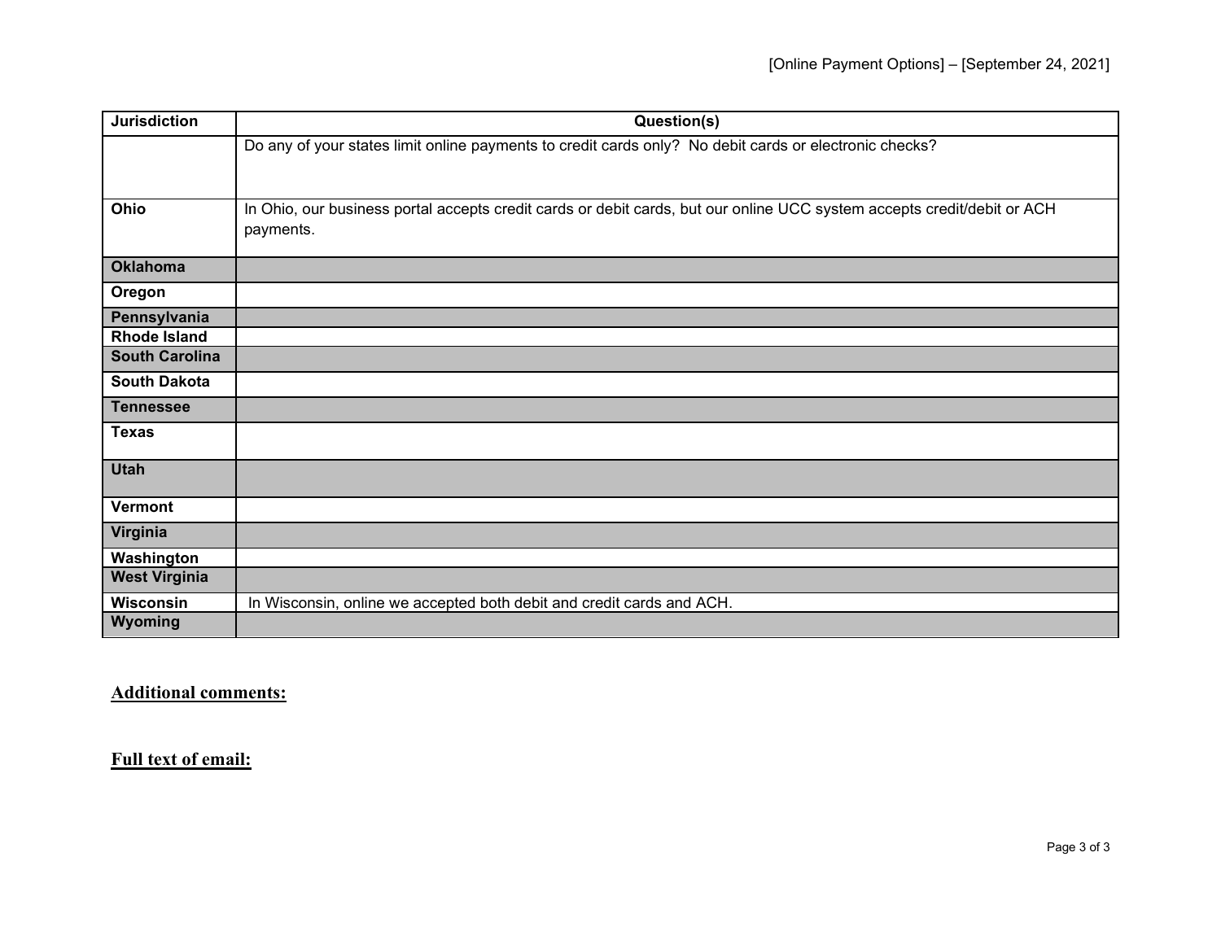| Jurisdiction | Question(s) |
|---|---|
| | Do any of your states limit online payments to credit cards only?  No debit cards or electronic checks? |
| **Ohio** | In Ohio, our business portal accepts credit cards or debit cards, but our online UCC system accepts credit/debit or ACH payments. |
| **Oklahoma** | |
| **Oregon** | |
| **Pennsylvania** | |
| **Rhode Island** | |
| **South Carolina** | |
| **South Dakota** | |
| **Tennessee** | |
| **Texas** | |
| **Utah** | |
| **Vermont** | |
| **Virginia** | |
| **Washington** | |
| **West Virginia** | |
| **Wisconsin** | In Wisconsin, online we accepted both debit and credit cards and ACH. |
| **Wyoming** | |

**Additional comments:**

**Full text of email:**